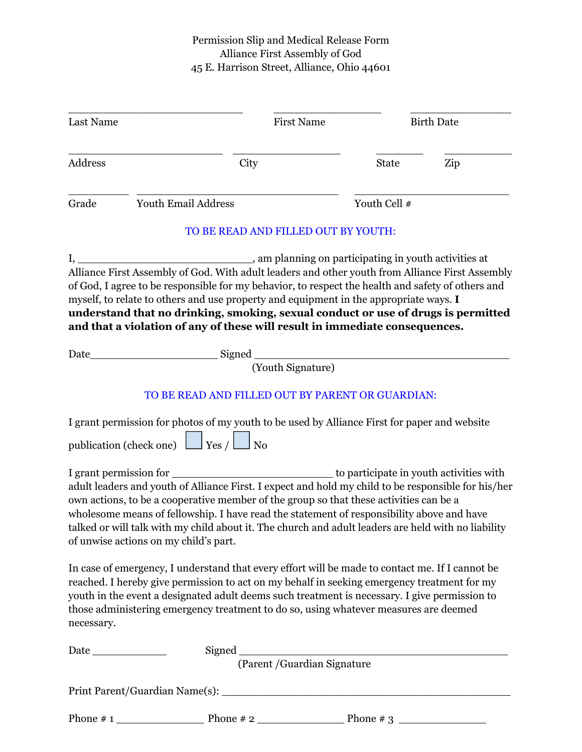Permission Slip and Medical Release Form
Alliance First Assembly of God
45 E. Harrison Street, Alliance, Ohio 44601

\_\_\_\_\_\_\_\_\_\_\_\_\_\_\_\_\_\_\_\_\_\_\_\_\_\_\_\_ \_\_\_\_\_\_\_\_\_\_\_\_\_\_\_\_\_\_ \_\_\_\_\_\_\_\_\_\_\_\_\_\_\_\_\_
Last Name First Name Birth Date

\_\_\_\_\_\_\_\_\_\_\_\_\_\_\_\_\_\_\_\_\_\_\_\_\_\_ \_\_\_\_\_\_\_\_\_\_\_\_\_\_\_\_\_\_ \_\_\_\_\_\_\_\_ \_\_\_\_\_\_\_\_\_\_\_
Address City State Zip

\_\_\_\_\_\_\_\_\_\_ \_\_\_\_\_\_\_\_\_\_\_\_\_\_\_\_\_\_\_\_\_\_\_\_\_\_\_\_\_\_\_\_\_\_ \_\_\_\_\_\_\_\_\_\_\_\_\_\_\_\_\_\_\_\_\_\_\_\_\_\_
Grade Youth Email Address Youth Cell #

TO BE READ AND FILLED OUT BY YOUTH:

I, \_\_\_\_\_\_\_\_\_\_\_\_\_\_\_\_\_\_\_\_\_\_\_\_\_\_\_\_\_, am planning on participating in youth activities at Alliance First Assembly of God. With adult leaders and other youth from Alliance First Assembly of God, I agree to be responsible for my behavior, to respect the health and safety of others and myself, to relate to others and use property and equipment in the appropriate ways. **I understand that no drinking, smoking, sexual conduct or use of drugs is permitted and that a violation of any of these will result in immediate consequences.**

Date\_\_\_\_\_\_\_\_\_\_\_\_\_\_\_\_\_\_\_\_ Signed \_\_\_\_\_\_\_\_\_\_\_\_\_\_\_\_\_\_\_\_\_\_\_\_\_\_\_\_\_\_\_\_\_\_\_\_\_\_\_\_
(Youth Signature)

TO BE READ AND FILLED OUT BY PARENT OR GUARDIAN:

I grant permission for photos of my youth to be used by Alliance First for paper and website publication (check one) ☐ Yes / ☐ No

I grant permission for \_\_\_\_\_\_\_\_\_\_\_\_\_\_\_\_\_\_\_\_\_\_\_\_\_\_ to participate in youth activities with adult leaders and youth of Alliance First. I expect and hold my child to be responsible for his/her own actions, to be a cooperative member of the group so that these activities can be a wholesome means of fellowship. I have read the statement of responsibility above and have talked or will talk with my child about it. The church and adult leaders are held with no liability of unwise actions on my child's part.

In case of emergency, I understand that every effort will be made to contact me. If I cannot be reached. I hereby give permission to act on my behalf in seeking emergency treatment for my youth in the event a designated adult deems such treatment is necessary. I give permission to those administering emergency treatment to do so, using whatever measures are deemed necessary.

Date \_\_\_\_\_\_\_\_\_\_\_\_ Signed \_\_\_\_\_\_\_\_\_\_\_\_\_\_\_\_\_\_\_\_\_\_\_\_\_\_\_\_\_\_\_\_\_\_\_\_\_\_\_\_\_\_\_\_
(Parent /Guardian Signature

Print Parent/Guardian Name(s): \_\_\_\_\_\_\_\_\_\_\_\_\_\_\_\_\_\_\_\_\_\_\_\_\_\_\_\_\_\_\_\_\_\_\_\_\_\_\_\_\_\_\_\_\_\_

Phone # 1 \_\_\_\_\_\_\_\_\_\_\_\_\_\_ Phone # 2 \_\_\_\_\_\_\_\_\_\_\_\_\_\_ Phone # 3 \_\_\_\_\_\_\_\_\_\_\_\_\_\_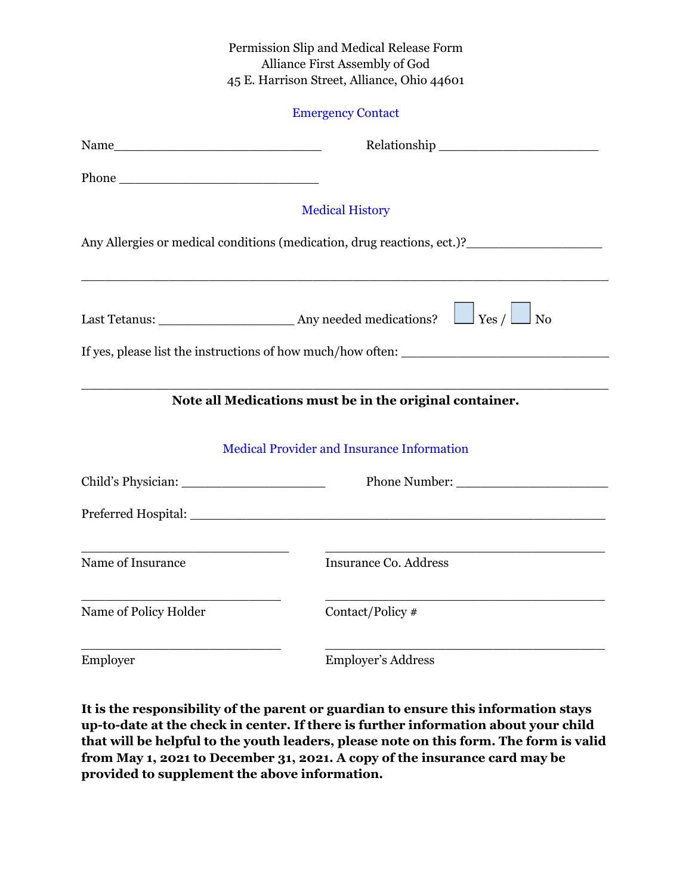Permission Slip and Medical Release Form
Alliance First Assembly of God
45 E. Harrison Street, Alliance, Ohio 44601

## Emergency Contact

Name_____________________________ Relationship ______________________

Phone ____________________________

## Medical History

Any Allergies or medical conditions (medication, drug reactions, ect.)?__________________

__________________________________________________________________________

Last Tetanus: __________________ Any needed medications? ☐ Yes / ☐ No

If yes, please list the instructions of how much/how often: ____________________________

__________________________________________________________________________

**Note all Medications must be in the original container.**

## Medical Provider and Insurance Information

Child's Physician: ____________________ Phone Number: _____________________

Preferred Hospital: ________________________________________________________

_____________________________ _______________________________________
Name of Insurance Insurance Co. Address

_____________________________ _______________________________________
Name of Policy Holder Contact/Policy #

_____________________________ _______________________________________
Employer Employer's Address

**It is the responsibility of the parent or guardian to ensure this information stays up-to-date at the check in center. If there is further information about your child that will be helpful to the youth leaders, please note on this form. The form is valid from May 1, 2021 to December 31, 2021. A copy of the insurance card may be provided to supplement the above information.**